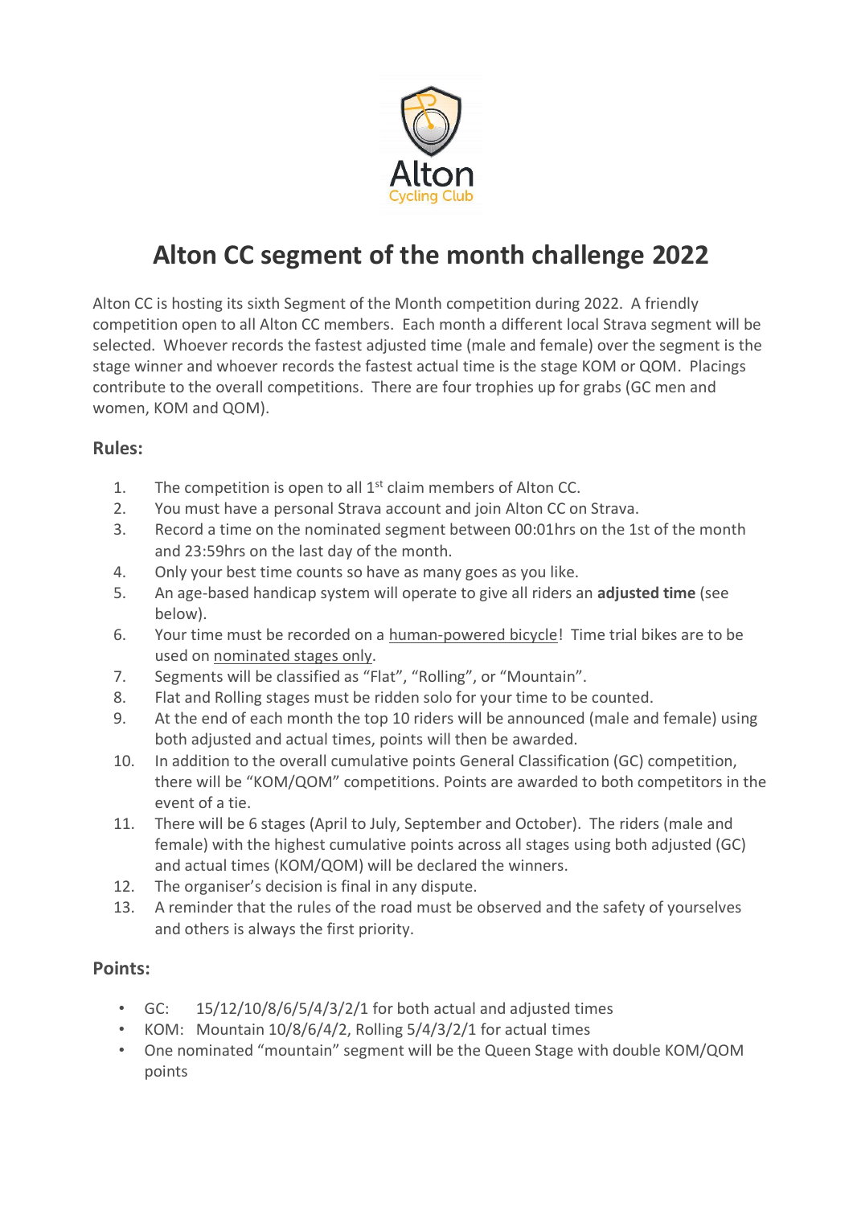# Alton CC segment of the month challenge 2022

Alton CC is hosting its sixth Segment of the Month competition during 2022. A friendly competition open to all Alton CC members. Each month a different local Strava segment will be selected. Whoever records the fastest adjusted time (male and female) over the segment is the stage winner and whoever records the fastest actual time is the stage KOM or QOM. Placings contribute to the overall competitions. There are four trophies up for grabs (GC men and women, KOM and QOM).

## Rules:

1. The competition is open to all 1st claim members of Alton CC.
2. You must have a personal Strava account and join Alton CC on Strava.
3. Record a time on the nominated segment between 00:01hrs on the 1st of the month and 23:59hrs on the last day of the month.
4. Only your best time counts so have as many goes as you like.
5. An age-based handicap system will operate to give all riders an **adjusted time** (see below).
6. Your time must be recorded on a human-powered bicycle! Time trial bikes are to be used on nominated stages only.
7. Segments will be classified as "Flat", "Rolling", or "Mountain".
8. Flat and Rolling stages must be ridden solo for your time to be counted.
9. At the end of each month the top 10 riders will be announced (male and female) using both adjusted and actual times, points will then be awarded.
10. In addition to the overall cumulative points General Classification (GC) competition, there will be "KOM/QOM" competitions. Points are awarded to both competitors in the event of a tie.
11. There will be 6 stages (April to July, September and October). The riders (male and female) with the highest cumulative points across all stages using both adjusted (GC) and actual times (KOM/QOM) will be declared the winners.
12. The organiser's decision is final in any dispute.
13. A reminder that the rules of the road must be observed and the safety of yourselves and others is always the first priority.

## Points:

- GC: 15/12/10/8/6/5/4/3/2/1 for both actual and adjusted times
- KOM: Mountain 10/8/6/4/2, Rolling 5/4/3/2/1 for actual times
- One nominated "mountain" segment will be the Queen Stage with double KOM/QOM points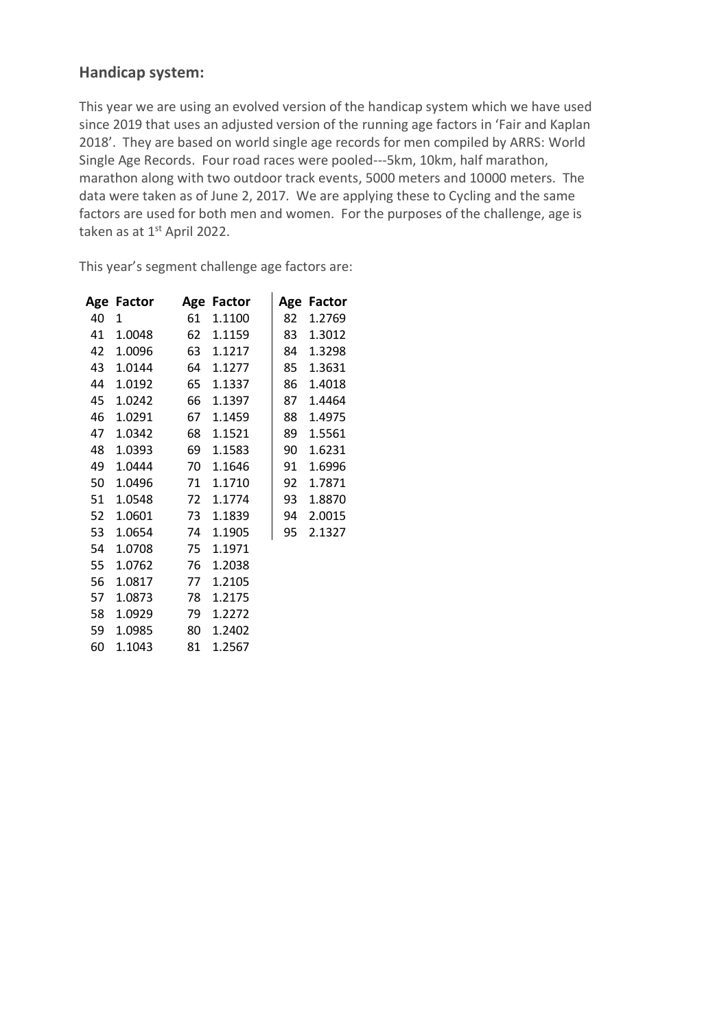## Handicap system:

This year we are using an evolved version of the handicap system which we have used since 2019 that uses an adjusted version of the running age factors in 'Fair and Kaplan 2018'. They are based on world single age records for men compiled by ARRS: World Single Age Records. Four road races were pooled---5km, 10km, half marathon, marathon along with two outdoor track events, 5000 meters and 10000 meters. The data were taken as of June 2, 2017. We are applying these to Cycling and the same factors are used for both men and women. For the purposes of the challenge, age is taken as at 1st April 2022.

This year's segment challenge age factors are:

| Age | Factor | Age | Factor | Age | Factor |
|---|---|---|---|---|---|
| 40 | 1 | 61 | 1.1100 | 82 | 1.2769 |
| 41 | 1.0048 | 62 | 1.1159 | 83 | 1.3012 |
| 42 | 1.0096 | 63 | 1.1217 | 84 | 1.3298 |
| 43 | 1.0144 | 64 | 1.1277 | 85 | 1.3631 |
| 44 | 1.0192 | 65 | 1.1337 | 86 | 1.4018 |
| 45 | 1.0242 | 66 | 1.1397 | 87 | 1.4464 |
| 46 | 1.0291 | 67 | 1.1459 | 88 | 1.4975 |
| 47 | 1.0342 | 68 | 1.1521 | 89 | 1.5561 |
| 48 | 1.0393 | 69 | 1.1583 | 90 | 1.6231 |
| 49 | 1.0444 | 70 | 1.1646 | 91 | 1.6996 |
| 50 | 1.0496 | 71 | 1.1710 | 92 | 1.7871 |
| 51 | 1.0548 | 72 | 1.1774 | 93 | 1.8870 |
| 52 | 1.0601 | 73 | 1.1839 | 94 | 2.0015 |
| 53 | 1.0654 | 74 | 1.1905 | 95 | 2.1327 |
| 54 | 1.0708 | 75 | 1.1971 | | |
| 55 | 1.0762 | 76 | 1.2038 | | |
| 56 | 1.0817 | 77 | 1.2105 | | |
| 57 | 1.0873 | 78 | 1.2175 | | |
| 58 | 1.0929 | 79 | 1.2272 | | |
| 59 | 1.0985 | 80 | 1.2402 | | |
| 60 | 1.1043 | 81 | 1.2567 | | |